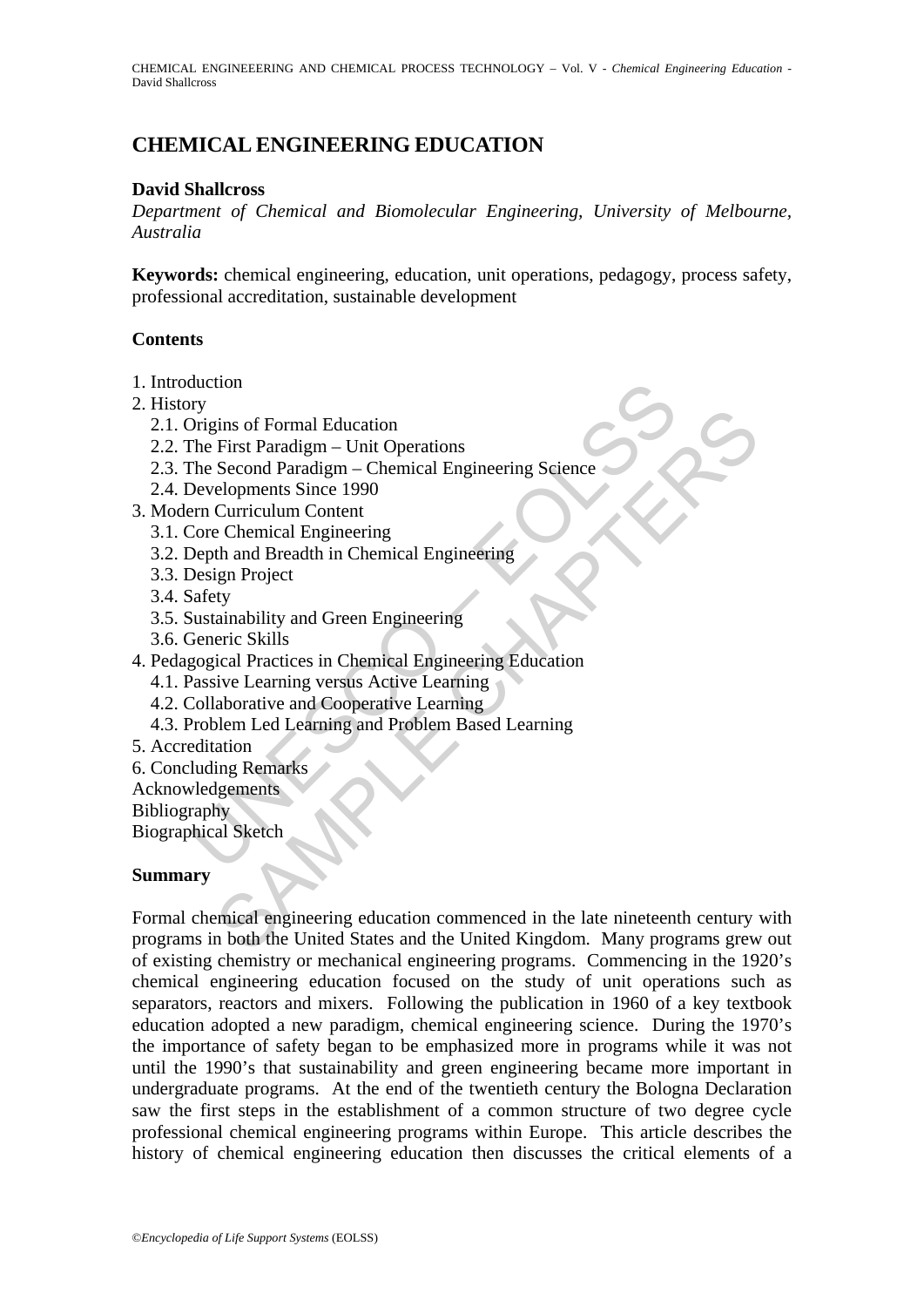# CHEMICAL ENGINEERING EDUCATION

**David Shallcross**

*Department of Chemical and Biomolecular Engineering, University of Melbourne, Australia*

**Keywords:** chemical engineering, education, unit operations, pedagogy, process safety, professional accreditation, sustainable development

## Contents

1. Introduction
2. History
   2.1. Origins of Formal Education
   2.2. The First Paradigm – Unit Operations
   2.3. The Second Paradigm – Chemical Engineering Science
   2.4. Developments Since 1990
3. Modern Curriculum Content
   3.1. Core Chemical Engineering
   3.2. Depth and Breadth in Chemical Engineering
   3.3. Design Project
   3.4. Safety
   3.5. Sustainability and Green Engineering
   3.6. Generic Skills
4. Pedagogical Practices in Chemical Engineering Education
   4.1. Passive Learning versus Active Learning
   4.2. Collaborative and Cooperative Learning
   4.3. Problem Led Learning and Problem Based Learning
5. Accreditation
6. Concluding Remarks

Acknowledgements
Bibliography
Biographical Sketch

## Summary

Formal chemical engineering education commenced in the late nineteenth century with programs in both the United States and the United Kingdom. Many programs grew out of existing chemistry or mechanical engineering programs. Commencing in the 1920's chemical engineering education focused on the study of unit operations such as separators, reactors and mixers. Following the publication in 1960 of a key textbook education adopted a new paradigm, chemical engineering science. During the 1970's the importance of safety began to be emphasized more in programs while it was not until the 1990's that sustainability and green engineering became more important in undergraduate programs. At the end of the twentieth century the Bologna Declaration saw the first steps in the establishment of a common structure of two degree cycle professional chemical engineering programs within Europe. This article describes the history of chemical engineering education then discusses the critical elements of a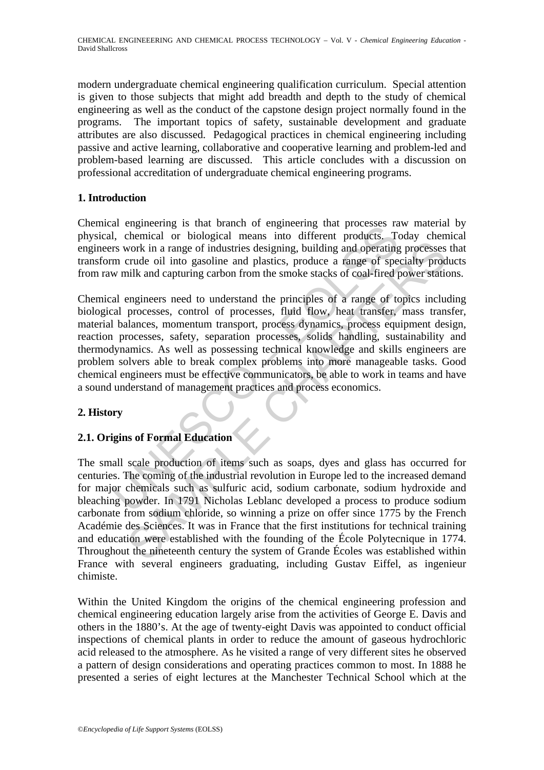modern undergraduate chemical engineering qualification curriculum. Special attention is given to those subjects that might add breadth and depth to the study of chemical engineering as well as the conduct of the capstone design project normally found in the programs. The important topics of safety, sustainable development and graduate attributes are also discussed. Pedagogical practices in chemical engineering including passive and active learning, collaborative and cooperative learning and problem-led and problem-based learning are discussed. This article concludes with a discussion on professional accreditation of undergraduate chemical engineering programs.

## 1. Introduction

Chemical engineering is that branch of engineering that processes raw material by physical, chemical or biological means into different products. Today chemical engineers work in a range of industries designing, building and operating processes that transform crude oil into gasoline and plastics, produce a range of specialty products from raw milk and capturing carbon from the smoke stacks of coal-fired power stations.

Chemical engineers need to understand the principles of a range of topics including biological processes, control of processes, fluid flow, heat transfer, mass transfer, material balances, momentum transport, process dynamics, process equipment design, reaction processes, safety, separation processes, solids handling, sustainability and thermodynamics. As well as possessing technical knowledge and skills engineers are problem solvers able to break complex problems into more manageable tasks. Good chemical engineers must be effective communicators, be able to work in teams and have a sound understand of management practices and process economics.

## 2. History

### 2.1. Origins of Formal Education

The small scale production of items such as soaps, dyes and glass has occurred for centuries. The coming of the industrial revolution in Europe led to the increased demand for major chemicals such as sulfuric acid, sodium carbonate, sodium hydroxide and bleaching powder. In 1791 Nicholas Leblanc developed a process to produce sodium carbonate from sodium chloride, so winning a prize on offer since 1775 by the French Académie des Sciences. It was in France that the first institutions for technical training and education were established with the founding of the École Polytecnique in 1774. Throughout the nineteenth century the system of Grande Écoles was established within France with several engineers graduating, including Gustav Eiffel, as ingenieur chimiste.

Within the United Kingdom the origins of the chemical engineering profession and chemical engineering education largely arise from the activities of George E. Davis and others in the 1880's. At the age of twenty-eight Davis was appointed to conduct official inspections of chemical plants in order to reduce the amount of gaseous hydrochloric acid released to the atmosphere. As he visited a range of very different sites he observed a pattern of design considerations and operating practices common to most. In 1888 he presented a series of eight lectures at the Manchester Technical School which at the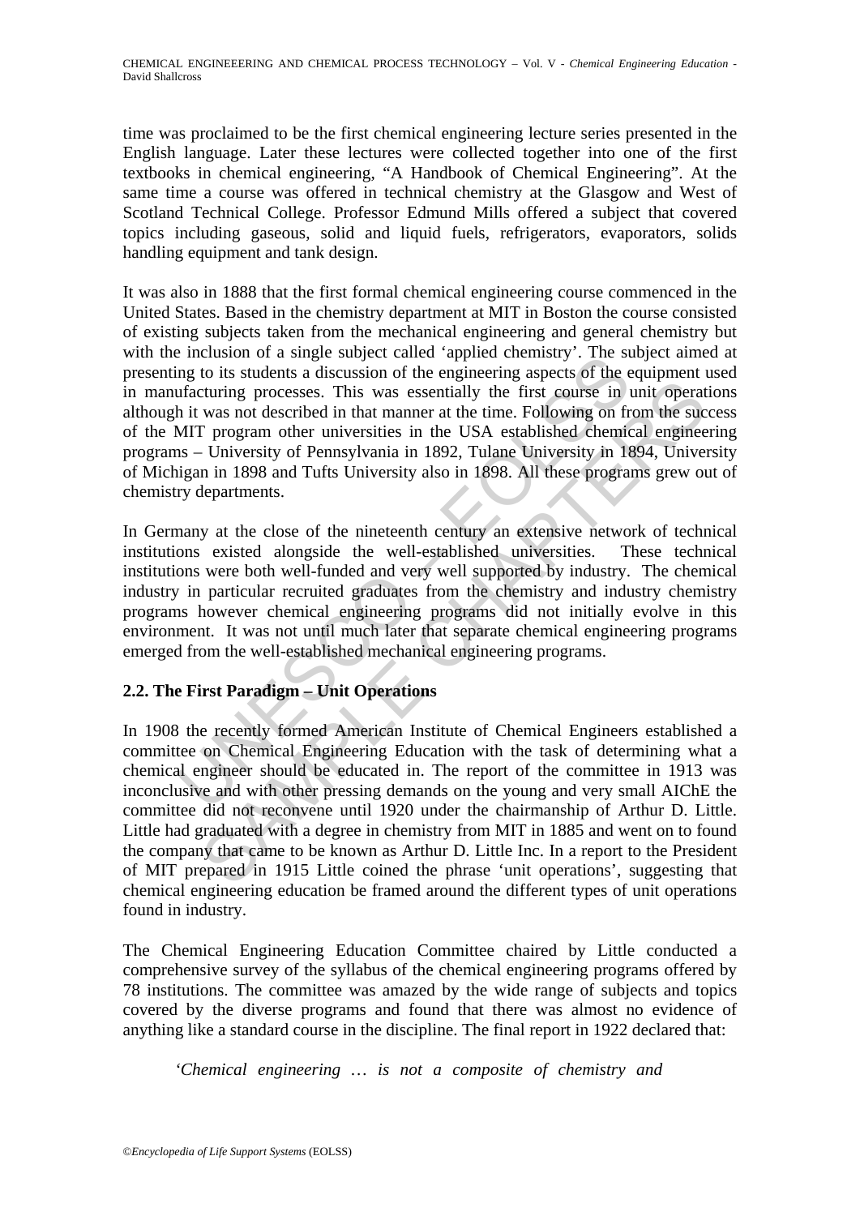time was proclaimed to be the first chemical engineering lecture series presented in the English language. Later these lectures were collected together into one of the first textbooks in chemical engineering, "A Handbook of Chemical Engineering". At the same time a course was offered in technical chemistry at the Glasgow and West of Scotland Technical College. Professor Edmund Mills offered a subject that covered topics including gaseous, solid and liquid fuels, refrigerators, evaporators, solids handling equipment and tank design.

It was also in 1888 that the first formal chemical engineering course commenced in the United States. Based in the chemistry department at MIT in Boston the course consisted of existing subjects taken from the mechanical engineering and general chemistry but with the inclusion of a single subject called 'applied chemistry'. The subject aimed at presenting to its students a discussion of the engineering aspects of the equipment used in manufacturing processes. This was essentially the first course in unit operations although it was not described in that manner at the time. Following on from the success of the MIT program other universities in the USA established chemical engineering programs – University of Pennsylvania in 1892, Tulane University in 1894, University of Michigan in 1898 and Tufts University also in 1898. All these programs grew out of chemistry departments.

In Germany at the close of the nineteenth century an extensive network of technical institutions existed alongside the well-established universities. These technical institutions were both well-funded and very well supported by industry. The chemical industry in particular recruited graduates from the chemistry and industry chemistry programs however chemical engineering programs did not initially evolve in this environment. It was not until much later that separate chemical engineering programs emerged from the well-established mechanical engineering programs.

## 2.2. The First Paradigm – Unit Operations

In 1908 the recently formed American Institute of Chemical Engineers established a committee on Chemical Engineering Education with the task of determining what a chemical engineer should be educated in. The report of the committee in 1913 was inconclusive and with other pressing demands on the young and very small AIChE the committee did not reconvene until 1920 under the chairmanship of Arthur D. Little. Little had graduated with a degree in chemistry from MIT in 1885 and went on to found the company that came to be known as Arthur D. Little Inc. In a report to the President of MIT prepared in 1915 Little coined the phrase 'unit operations', suggesting that chemical engineering education be framed around the different types of unit operations found in industry.

The Chemical Engineering Education Committee chaired by Little conducted a comprehensive survey of the syllabus of the chemical engineering programs offered by 78 institutions. The committee was amazed by the wide range of subjects and topics covered by the diverse programs and found that there was almost no evidence of anything like a standard course in the discipline. The final report in 1922 declared that:

> *'Chemical engineering … is not a composite of chemistry and*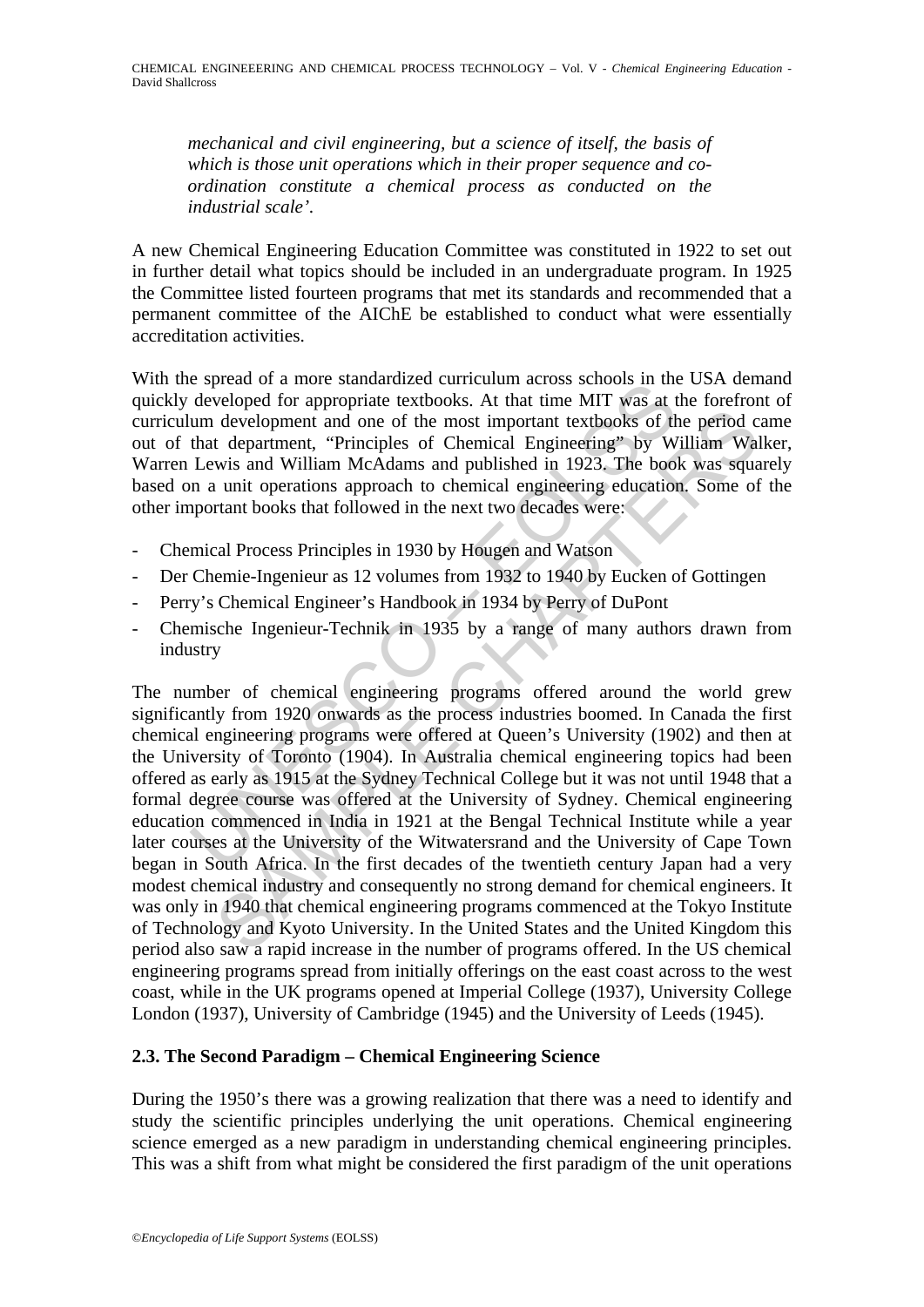*mechanical and civil engineering, but a science of itself, the basis of which is those unit operations which in their proper sequence and co-ordination constitute a chemical process as conducted on the industrial scale'.*

A new Chemical Engineering Education Committee was constituted in 1922 to set out in further detail what topics should be included in an undergraduate program. In 1925 the Committee listed fourteen programs that met its standards and recommended that a permanent committee of the AIChE be established to conduct what were essentially accreditation activities.

With the spread of a more standardized curriculum across schools in the USA demand quickly developed for appropriate textbooks. At that time MIT was at the forefront of curriculum development and one of the most important textbooks of the period came out of that department, "Principles of Chemical Engineering" by William Walker, Warren Lewis and William McAdams and published in 1923. The book was squarely based on a unit operations approach to chemical engineering education. Some of the other important books that followed in the next two decades were:

- Chemical Process Principles in 1930 by Hougen and Watson
- Der Chemie-Ingenieur as 12 volumes from 1932 to 1940 by Eucken of Gottingen
- Perry's Chemical Engineer's Handbook in 1934 by Perry of DuPont
- Chemische Ingenieur-Technik in 1935 by a range of many authors drawn from industry

The number of chemical engineering programs offered around the world grew significantly from 1920 onwards as the process industries boomed. In Canada the first chemical engineering programs were offered at Queen's University (1902) and then at the University of Toronto (1904). In Australia chemical engineering topics had been offered as early as 1915 at the Sydney Technical College but it was not until 1948 that a formal degree course was offered at the University of Sydney. Chemical engineering education commenced in India in 1921 at the Bengal Technical Institute while a year later courses at the University of the Witwatersrand and the University of Cape Town began in South Africa. In the first decades of the twentieth century Japan had a very modest chemical industry and consequently no strong demand for chemical engineers. It was only in 1940 that chemical engineering programs commenced at the Tokyo Institute of Technology and Kyoto University. In the United States and the United Kingdom this period also saw a rapid increase in the number of programs offered. In the US chemical engineering programs spread from initially offerings on the east coast across to the west coast, while in the UK programs opened at Imperial College (1937), University College London (1937), University of Cambridge (1945) and the University of Leeds (1945).

### 2.3. The Second Paradigm – Chemical Engineering Science

During the 1950's there was a growing realization that there was a need to identify and study the scientific principles underlying the unit operations. Chemical engineering science emerged as a new paradigm in understanding chemical engineering principles. This was a shift from what might be considered the first paradigm of the unit operations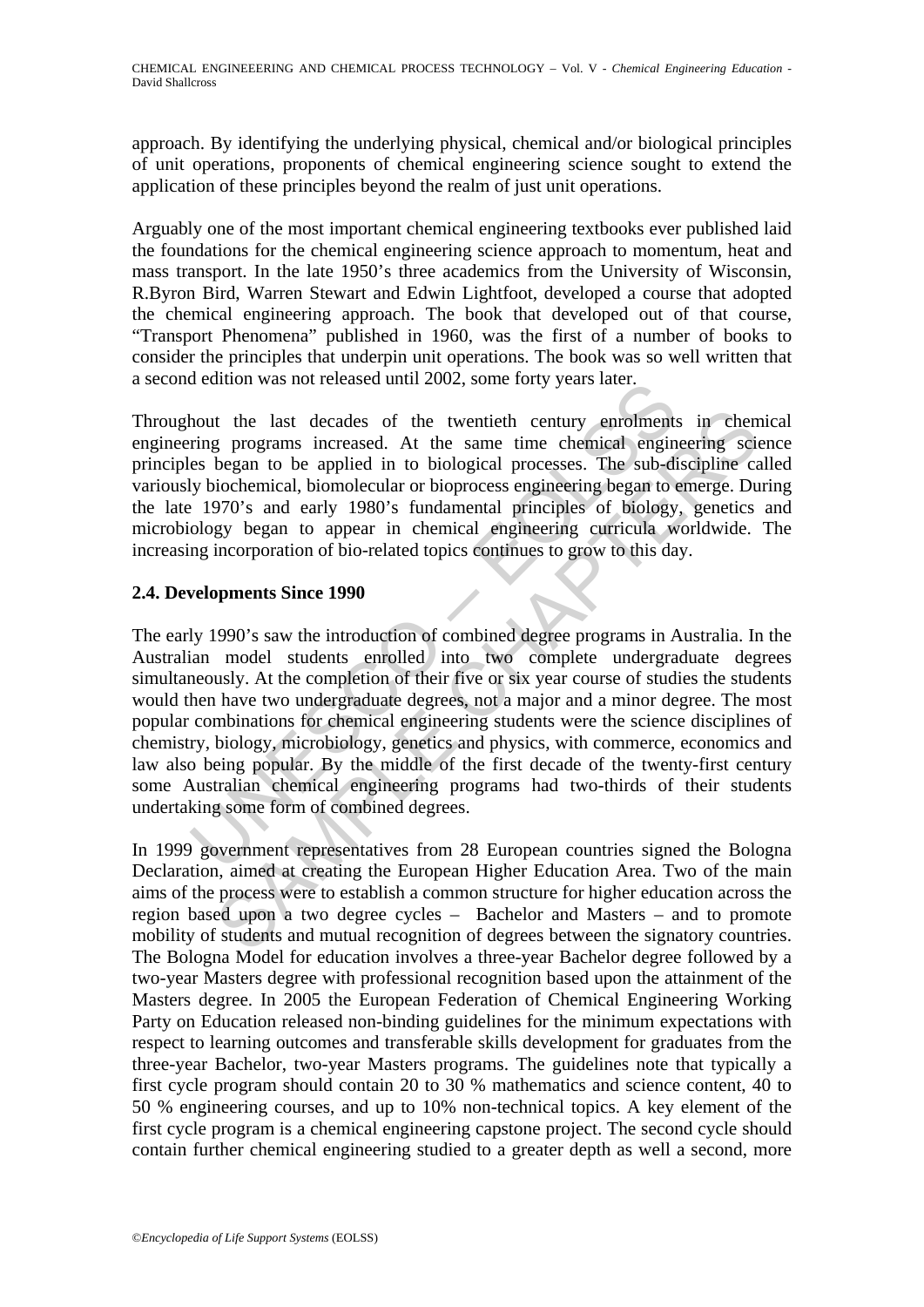approach. By identifying the underlying physical, chemical and/or biological principles of unit operations, proponents of chemical engineering science sought to extend the application of these principles beyond the realm of just unit operations.

Arguably one of the most important chemical engineering textbooks ever published laid the foundations for the chemical engineering science approach to momentum, heat and mass transport. In the late 1950's three academics from the University of Wisconsin, R.Byron Bird, Warren Stewart and Edwin Lightfoot, developed a course that adopted the chemical engineering approach. The book that developed out of that course, "Transport Phenomena" published in 1960, was the first of a number of books to consider the principles that underpin unit operations. The book was so well written that a second edition was not released until 2002, some forty years later.

Throughout the last decades of the twentieth century enrolments in chemical engineering programs increased. At the same time chemical engineering science principles began to be applied in to biological processes. The sub-discipline called variously biochemical, biomolecular or bioprocess engineering began to emerge. During the late 1970's and early 1980's fundamental principles of biology, genetics and microbiology began to appear in chemical engineering curricula worldwide. The increasing incorporation of bio-related topics continues to grow to this day.

### 2.4. Developments Since 1990

The early 1990's saw the introduction of combined degree programs in Australia. In the Australian model students enrolled into two complete undergraduate degrees simultaneously. At the completion of their five or six year course of studies the students would then have two undergraduate degrees, not a major and a minor degree. The most popular combinations for chemical engineering students were the science disciplines of chemistry, biology, microbiology, genetics and physics, with commerce, economics and law also being popular. By the middle of the first decade of the twenty-first century some Australian chemical engineering programs had two-thirds of their students undertaking some form of combined degrees.

In 1999 government representatives from 28 European countries signed the Bologna Declaration, aimed at creating the European Higher Education Area. Two of the main aims of the process were to establish a common structure for higher education across the region based upon a two degree cycles – Bachelor and Masters – and to promote mobility of students and mutual recognition of degrees between the signatory countries. The Bologna Model for education involves a three-year Bachelor degree followed by a two-year Masters degree with professional recognition based upon the attainment of the Masters degree. In 2005 the European Federation of Chemical Engineering Working Party on Education released non-binding guidelines for the minimum expectations with respect to learning outcomes and transferable skills development for graduates from the three-year Bachelor, two-year Masters programs. The guidelines note that typically a first cycle program should contain 20 to 30 % mathematics and science content, 40 to 50 % engineering courses, and up to 10% non-technical topics. A key element of the first cycle program is a chemical engineering capstone project. The second cycle should contain further chemical engineering studied to a greater depth as well a second, more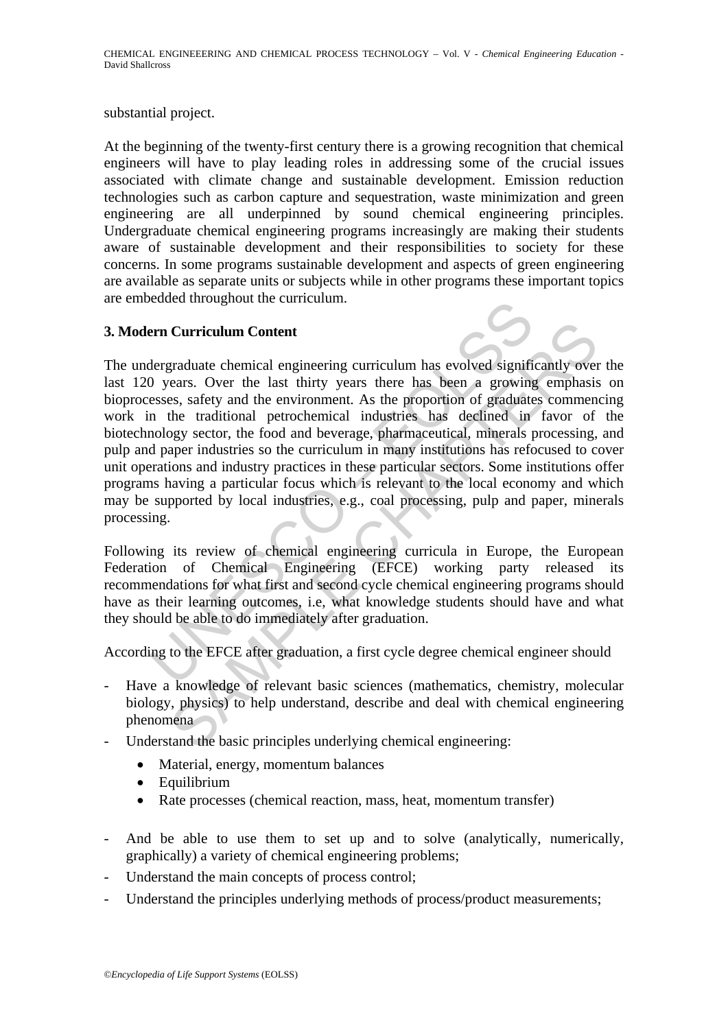substantial project.

At the beginning of the twenty-first century there is a growing recognition that chemical engineers will have to play leading roles in addressing some of the crucial issues associated with climate change and sustainable development. Emission reduction technologies such as carbon capture and sequestration, waste minimization and green engineering are all underpinned by sound chemical engineering principles. Undergraduate chemical engineering programs increasingly are making their students aware of sustainable development and their responsibilities to society for these concerns. In some programs sustainable development and aspects of green engineering are available as separate units or subjects while in other programs these important topics are embedded throughout the curriculum.

## 3. Modern Curriculum Content

The undergraduate chemical engineering curriculum has evolved significantly over the last 120 years. Over the last thirty years there has been a growing emphasis on bioprocesses, safety and the environment. As the proportion of graduates commencing work in the traditional petrochemical industries has declined in favor of the biotechnology sector, the food and beverage, pharmaceutical, minerals processing, and pulp and paper industries so the curriculum in many institutions has refocused to cover unit operations and industry practices in these particular sectors. Some institutions offer programs having a particular focus which is relevant to the local economy and which may be supported by local industries, e.g., coal processing, pulp and paper, minerals processing.

Following its review of chemical engineering curricula in Europe, the European Federation of Chemical Engineering (EFCE) working party released its recommendations for what first and second cycle chemical engineering programs should have as their learning outcomes, i.e, what knowledge students should have and what they should be able to do immediately after graduation.

According to the EFCE after graduation, a first cycle degree chemical engineer should

- Have a knowledge of relevant basic sciences (mathematics, chemistry, molecular biology, physics) to help understand, describe and deal with chemical engineering phenomena
- Understand the basic principles underlying chemical engineering:
  - Material, energy, momentum balances
  - Equilibrium
  - Rate processes (chemical reaction, mass, heat, momentum transfer)
- And be able to use them to set up and to solve (analytically, numerically, graphically) a variety of chemical engineering problems;
- Understand the main concepts of process control;
- Understand the principles underlying methods of process/product measurements;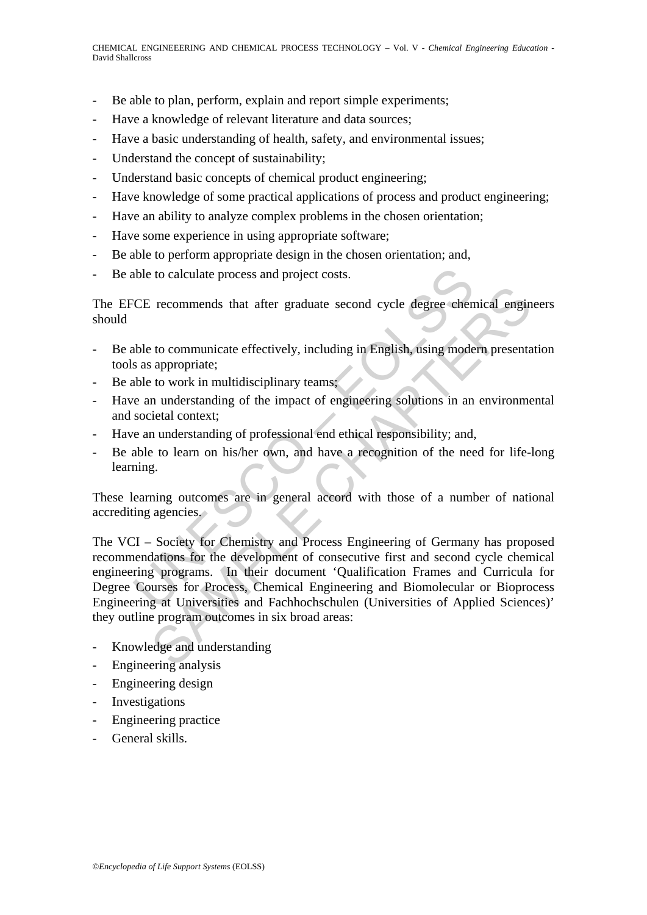- Be able to plan, perform, explain and report simple experiments;
- Have a knowledge of relevant literature and data sources;
- Have a basic understanding of health, safety, and environmental issues;
- Understand the concept of sustainability;
- Understand basic concepts of chemical product engineering;
- Have knowledge of some practical applications of process and product engineering;
- Have an ability to analyze complex problems in the chosen orientation;
- Have some experience in using appropriate software;
- Be able to perform appropriate design in the chosen orientation; and,
- Be able to calculate process and project costs.

The EFCE recommends that after graduate second cycle degree chemical engineers should

- Be able to communicate effectively, including in English, using modern presentation tools as appropriate;
- Be able to work in multidisciplinary teams;
- Have an understanding of the impact of engineering solutions in an environmental and societal context;
- Have an understanding of professional end ethical responsibility; and,
- Be able to learn on his/her own, and have a recognition of the need for life-long learning.

These learning outcomes are in general accord with those of a number of national accrediting agencies.

The VCI – Society for Chemistry and Process Engineering of Germany has proposed recommendations for the development of consecutive first and second cycle chemical engineering programs. In their document 'Qualification Frames and Curricula for Degree Courses for Process, Chemical Engineering and Biomolecular or Bioprocess Engineering at Universities and Fachhochschulen (Universities of Applied Sciences)' they outline program outcomes in six broad areas:

- Knowledge and understanding
- Engineering analysis
- Engineering design
- Investigations
- Engineering practice
- General skills.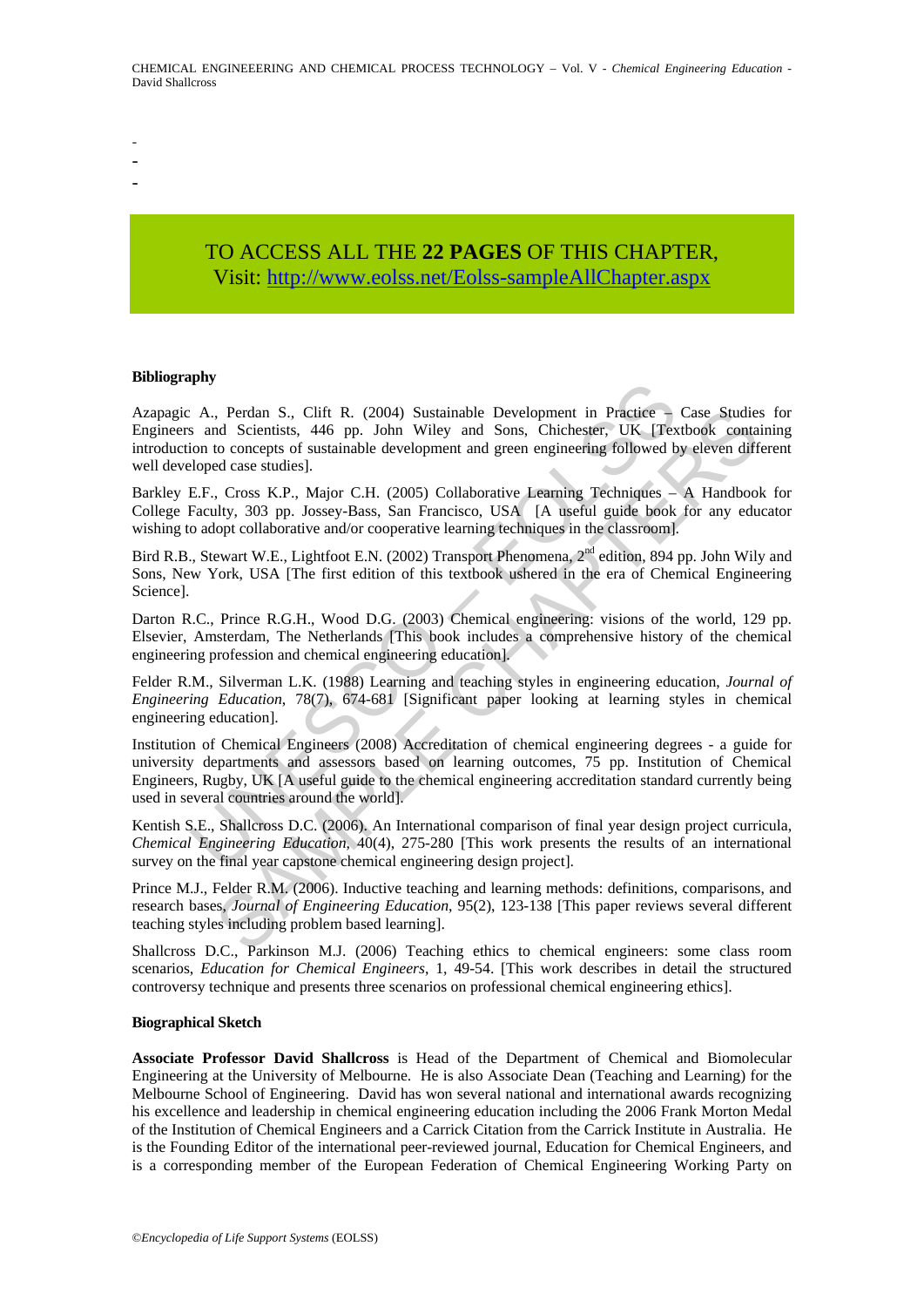-
-
-

TO ACCESS ALL THE **22 PAGES** OF THIS CHAPTER,
Visit: http://www.eolss.net/Eolss-sampleAllChapter.aspx

**Bibliography**

Azapagic A., Perdan S., Clift R. (2004) Sustainable Development in Practice – Case Studies for Engineers and Scientists, 446 pp. John Wiley and Sons, Chichester, UK [Textbook containing introduction to concepts of sustainable development and green engineering followed by eleven different well developed case studies].

Barkley E.F., Cross K.P., Major C.H. (2005) Collaborative Learning Techniques – A Handbook for College Faculty, 303 pp. Jossey-Bass, San Francisco, USA [A useful guide book for any educator wishing to adopt collaborative and/or cooperative learning techniques in the classroom].

Bird R.B., Stewart W.E., Lightfoot E.N. (2002) Transport Phenomena, 2nd edition, 894 pp. John Wily and Sons, New York, USA [The first edition of this textbook ushered in the era of Chemical Engineering Science].

Darton R.C., Prince R.G.H., Wood D.G. (2003) Chemical engineering: visions of the world, 129 pp. Elsevier, Amsterdam, The Netherlands [This book includes a comprehensive history of the chemical engineering profession and chemical engineering education].

Felder R.M., Silverman L.K. (1988) Learning and teaching styles in engineering education, *Journal of Engineering Education*, 78(7), 674-681 [Significant paper looking at learning styles in chemical engineering education].

Institution of Chemical Engineers (2008) Accreditation of chemical engineering degrees - a guide for university departments and assessors based on learning outcomes, 75 pp. Institution of Chemical Engineers, Rugby, UK [A useful guide to the chemical engineering accreditation standard currently being used in several countries around the world].

Kentish S.E., Shallcross D.C. (2006). An International comparison of final year design project curricula, *Chemical Engineering Education*, 40(4), 275-280 [This work presents the results of an international survey on the final year capstone chemical engineering design project].

Prince M.J., Felder R.M. (2006). Inductive teaching and learning methods: definitions, comparisons, and research bases, *Journal of Engineering Education*, 95(2), 123-138 [This paper reviews several different teaching styles including problem based learning].

Shallcross D.C., Parkinson M.J. (2006) Teaching ethics to chemical engineers: some class room scenarios, *Education for Chemical Engineers*, 1, 49-54. [This work describes in detail the structured controversy technique and presents three scenarios on professional chemical engineering ethics].

**Biographical Sketch**

**Associate Professor David Shallcross** is Head of the Department of Chemical and Biomolecular Engineering at the University of Melbourne. He is also Associate Dean (Teaching and Learning) for the Melbourne School of Engineering. David has won several national and international awards recognizing his excellence and leadership in chemical engineering education including the 2006 Frank Morton Medal of the Institution of Chemical Engineers and a Carrick Citation from the Carrick Institute in Australia. He is the Founding Editor of the international peer-reviewed journal, Education for Chemical Engineers, and is a corresponding member of the European Federation of Chemical Engineering Working Party on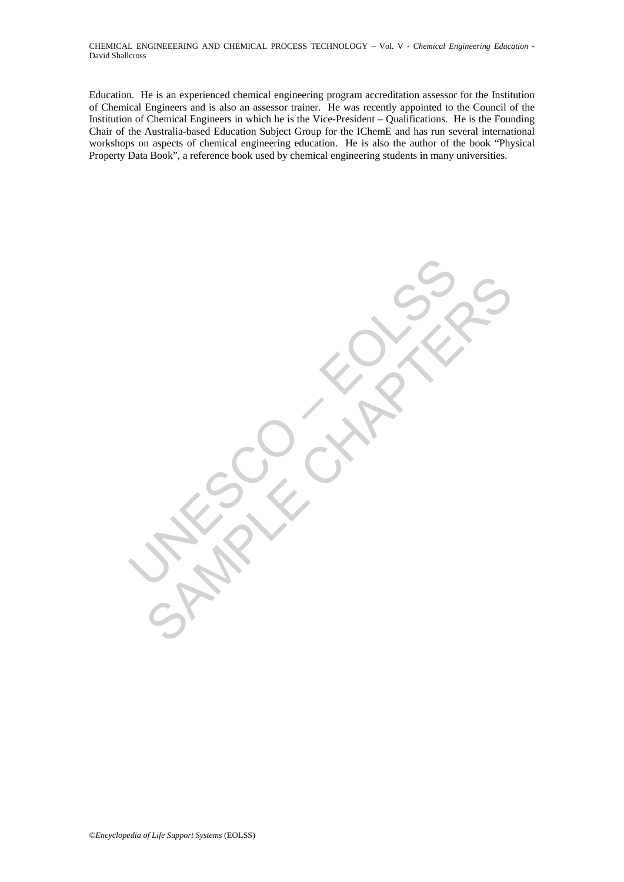Education. He is an experienced chemical engineering program accreditation assessor for the Institution of Chemical Engineers and is also an assessor trainer. He was recently appointed to the Council of the Institution of Chemical Engineers in which he is the Vice-President – Qualifications. He is the Founding Chair of the Australia-based Education Subject Group for the IChemE and has run several international workshops on aspects of chemical engineering education. He is also the author of the book "Physical Property Data Book", a reference book used by chemical engineering students in many universities.